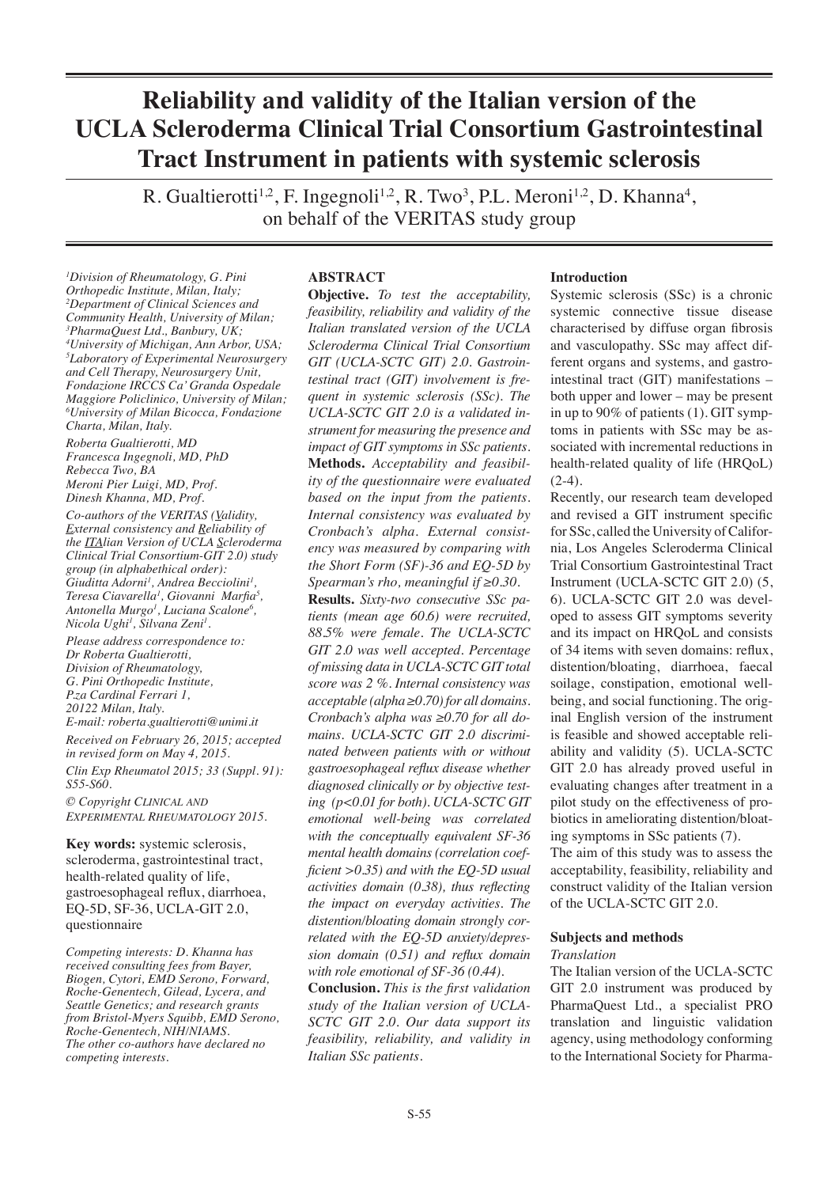# Reliability and validity of the Italian version of the UCLA Scleroderma Clinical Trial Consortium Gastrointestinal Tract Instrument in patients with systemic sclerosis

R. Gualtierotti[1,2], F. Ingegnoli[1,2], R. Two[3], P.L. Meroni[1,2], D. Khanna[4], on behalf of the VERITAS study group

[1]Division of Rheumatology, G. Pini Orthopedic Institute, Milan, Italy; [2]Department of Clinical Sciences and Community Health, University of Milan; [3]PharmaQuest Ltd., Banbury, UK; [4]University of Michigan, Ann Arbor, USA; [5]Laboratory of Experimental Neurosurgery and Cell Therapy, Neurosurgery Unit, Fondazione IRCCS Ca' Granda Ospedale Maggiore Policlinico, University of Milan; [6]University of Milan Bicocca, Fondazione Charta, Milan, Italy.

Roberta Gualtierotti, MD
Francesca Ingegnoli, MD, PhD
Rebecca Two, BA
Meroni Pier Luigi, MD, Prof.
Dinesh Khanna, MD, Prof.

Co-authors of the VERITAS (Validity, External consistency and Reliability of the ITAlian Version of UCLA Scleroderma Clinical Trial Consortium-GIT 2.0) study group (in alphabethical order): Giuditta Adorni[1], Andrea Becciolini[1], Teresa Ciavarella[1], Giovanni Marfia[5], Antonella Murgo[1], Luciana Scalone[6], Nicola Ughi[1], Silvana Zeni[1].

Please address correspondence to:
Dr Roberta Gualtierotti,
Division of Rheumatology,
G. Pini Orthopedic Institute,
P.za Cardinal Ferrari 1,
20122 Milan, Italy.
E-mail: roberta.gualtierotti@unimi.it

Received on February 26, 2015; accepted in revised form on May 4, 2015.

Clin Exp Rheumatol 2015; 33 (Suppl. 91): S55-S60.

© Copyright CLINICAL AND EXPERIMENTAL RHEUMATOLOGY 2015.

**Key words:** systemic sclerosis, scleroderma, gastrointestinal tract, health-related quality of life, gastroesophageal reflux, diarrhoea, EQ-5D, SF-36, UCLA-GIT 2.0, questionnaire

*Competing interests: D. Khanna has received consulting fees from Bayer, Biogen, Cytori, EMD Serono, Forward, Roche-Genentech, Gilead, Lycera, and Seattle Genetics; and research grants from Bristol-Myers Squibb, EMD Serono, Roche-Genentech, NIH/NIAMS. The other co-authors have declared no competing interests.*

## ABSTRACT

**Objective.** *To test the acceptability, feasibility, reliability and validity of the Italian translated version of the UCLA Scleroderma Clinical Trial Consortium GIT (UCLA-SCTC GIT) 2.0. Gastrointestinal tract (GIT) involvement is frequent in systemic sclerosis (SSc). The UCLA-SCTC GIT 2.0 is a validated instrument for measuring the presence and impact of GIT symptoms in SSc patients.*

**Methods.** *Acceptability and feasibility of the questionnaire were evaluated based on the input from the patients. Internal consistency was evaluated by Cronbach's alpha. External consistency was measured by comparing with the Short Form (SF)-36 and EQ-5D by Spearman's rho, meaningful if ≥0.30.*

**Results.** *Sixty-two consecutive SSc patients (mean age 60.6) were recruited, 88.5% were female. The UCLA-SCTC GIT 2.0 was well accepted. Percentage of missing data in UCLA-SCTC GIT total score was 2 %. Internal consistency was acceptable (alpha ≥0.70) for all domains. Cronbach's alpha was ≥0.70 for all domains. UCLA-SCTC GIT 2.0 discriminated between patients with or without gastroesophageal reflux disease whether diagnosed clinically or by objective testing (p<0.01 for both). UCLA-SCTC GIT emotional well-being was correlated with the conceptually equivalent SF-36 mental health domains (correlation coefficient >0.35) and with the EQ-5D usual activities domain (0.38), thus reflecting the impact on everyday activities. The distention/bloating domain strongly correlated with the EQ-5D anxiety/depression domain (0.51) and reflux domain with role emotional of SF-36 (0.44).*

**Conclusion.** *This is the first validation study of the Italian version of UCLA-SCTC GIT 2.0. Our data support its feasibility, reliability, and validity in Italian SSc patients.*

## Introduction

Systemic sclerosis (SSc) is a chronic systemic connective tissue disease characterised by diffuse organ fibrosis and vasculopathy. SSc may affect different organs and systems, and gastrointestinal tract (GIT) manifestations – both upper and lower – may be present in up to 90% of patients (1). GIT symptoms in patients with SSc may be associated with incremental reductions in health-related quality of life (HRQoL) (2-4).

Recently, our research team developed and revised a GIT instrument specific for SSc, called the University of California, Los Angeles Scleroderma Clinical Trial Consortium Gastrointestinal Tract Instrument (UCLA-SCTC GIT 2.0) (5, 6). UCLA-SCTC GIT 2.0 was developed to assess GIT symptoms severity and its impact on HRQoL and consists of 34 items with seven domains: reflux, distention/bloating, diarrhoea, faecal soilage, constipation, emotional well-being, and social functioning. The original English version of the instrument is feasible and showed acceptable reliability and validity (5). UCLA-SCTC GIT 2.0 has already proved useful in evaluating changes after treatment in a pilot study on the effectiveness of probiotics in ameliorating distention/bloating symptoms in SSc patients (7).

The aim of this study was to assess the acceptability, feasibility, reliability and construct validity of the Italian version of the UCLA-SCTC GIT 2.0.

## Subjects and methods

### Translation

The Italian version of the UCLA-SCTC GIT 2.0 instrument was produced by PharmaQuest Ltd., a specialist PRO translation and linguistic validation agency, using methodology conforming to the International Society for Pharma-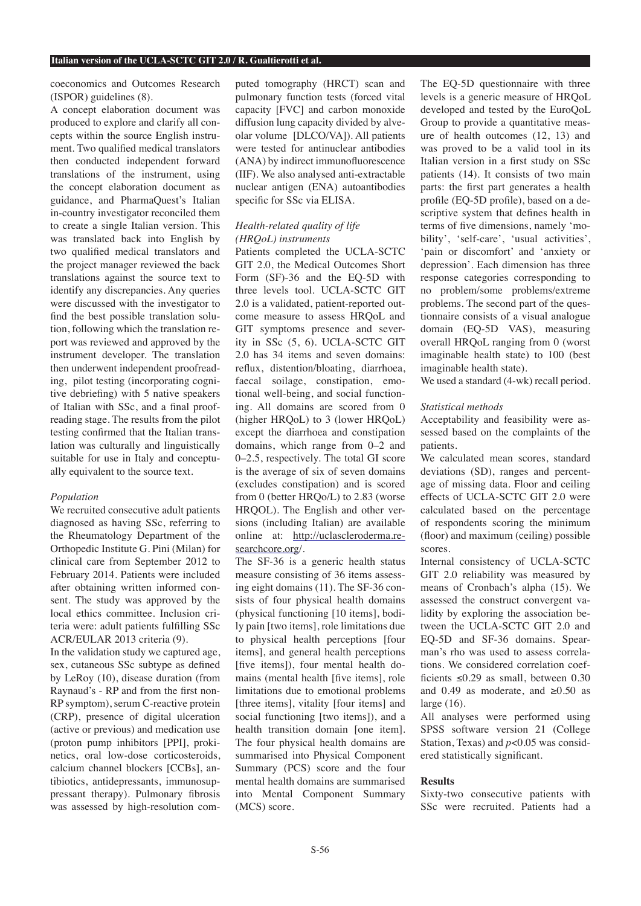coeconomics and Outcomes Research (ISPOR) guidelines (8).

A concept elaboration document was produced to explore and clarify all concepts within the source English instrument. Two qualified medical translators then conducted independent forward translations of the instrument, using the concept elaboration document as guidance, and PharmaQuest's Italian in-country investigator reconciled them to create a single Italian version. This was translated back into English by two qualified medical translators and the project manager reviewed the back translations against the source text to identify any discrepancies. Any queries were discussed with the investigator to find the best possible translation solution, following which the translation report was reviewed and approved by the instrument developer. The translation then underwent independent proofreading, pilot testing (incorporating cognitive debriefing) with 5 native speakers of Italian with SSc, and a final proofreading stage. The results from the pilot testing confirmed that the Italian translation was culturally and linguistically suitable for use in Italy and conceptually equivalent to the source text.

### *Population*

We recruited consecutive adult patients diagnosed as having SSc, referring to the Rheumatology Department of the Orthopedic Institute G. Pini (Milan) for clinical care from September 2012 to February 2014. Patients were included after obtaining written informed consent. The study was approved by the local ethics committee. Inclusion criteria were: adult patients fulfilling SSc ACR/EULAR 2013 criteria (9).

In the validation study we captured age, sex, cutaneous SSc subtype as defined by LeRoy (10), disease duration (from Raynaud's - RP and from the first non-RP symptom), serum C-reactive protein (CRP), presence of digital ulceration (active or previous) and medication use (proton pump inhibitors [PPI], prokinetics, oral low-dose corticosteroids, calcium channel blockers [CCBs], antibiotics, antidepressants, immunosuppressant therapy). Pulmonary fibrosis was assessed by high-resolution computed tomography (HRCT) scan and pulmonary function tests (forced vital capacity [FVC] and carbon monoxide diffusion lung capacity divided by alveolar volume [DLCO/VA]). All patients were tested for antinuclear antibodies (ANA) by indirect immunofluorescence (IIF). We also analysed anti-extractable nuclear antigen (ENA) autoantibodies specific for SSc via ELISA.

### *Health-related quality of life (HRQoL) instruments*

Patients completed the UCLA-SCTC GIT 2.0, the Medical Outcomes Short Form (SF)-36 and the EQ-5D with three levels tool. UCLA-SCTC GIT 2.0 is a validated, patient-reported outcome measure to assess HRQoL and GIT symptoms presence and severity in SSc (5, 6). UCLA-SCTC GIT 2.0 has 34 items and seven domains: reflux, distention/bloating, diarrhoea, faecal soilage, constipation, emotional well-being, and social functioning. All domains are scored from 0 (higher HRQoL) to 3 (lower HRQoL) except the diarrhoea and constipation domains, which range from 0–2 and 0–2.5, respectively. The total GI score is the average of six of seven domains (excludes constipation) and is scored from 0 (better HRQo/L) to 2.83 (worse HRQOL). The English and other versions (including Italian) are available online at: http://uclascleroderma.researchcore.org/.

The SF-36 is a generic health status measure consisting of 36 items assessing eight domains (11). The SF-36 consists of four physical health domains (physical functioning [10 items], bodily pain [two items], role limitations due to physical health perceptions [four items], and general health perceptions [five items]), four mental health domains (mental health [five items], role limitations due to emotional problems [three items], vitality [four items] and social functioning [two items]), and a health transition domain [one item]. The four physical health domains are summarised into Physical Component Summary (PCS) score and the four mental health domains are summarised into Mental Component Summary (MCS) score.

The EQ-5D questionnaire with three levels is a generic measure of HRQoL developed and tested by the EuroQoL Group to provide a quantitative measure of health outcomes (12, 13) and was proved to be a valid tool in its Italian version in a first study on SSc patients (14). It consists of two main parts: the first part generates a health profile (EQ-5D profile), based on a descriptive system that defines health in terms of five dimensions, namely 'mobility', 'self-care', 'usual activities', 'pain or discomfort' and 'anxiety or depression'. Each dimension has three response categories corresponding to no problem/some problems/extreme problems. The second part of the questionnaire consists of a visual analogue domain (EQ-5D VAS), measuring overall HRQoL ranging from 0 (worst imaginable health state) to 100 (best imaginable health state).

We used a standard (4-wk) recall period.

### *Statistical methods*

Acceptability and feasibility were assessed based on the complaints of the patients.

We calculated mean scores, standard deviations (SD), ranges and percentage of missing data. Floor and ceiling effects of UCLA-SCTC GIT 2.0 were calculated based on the percentage of respondents scoring the minimum (floor) and maximum (ceiling) possible scores.

Internal consistency of UCLA-SCTC GIT 2.0 reliability was measured by means of Cronbach's alpha (15). We assessed the construct convergent validity by exploring the association between the UCLA-SCTC GIT 2.0 and EQ-5D and SF-36 domains. Spearman's rho was used to assess correlations. We considered correlation coefficients ≤0.29 as small, between 0.30 and 0.49 as moderate, and ≥0.50 as large (16).

All analyses were performed using SPSS software version 21 (College Station, Texas) and $p<0.05$ was considered statistically significant.

## Results

Sixty-two consecutive patients with SSc were recruited. Patients had a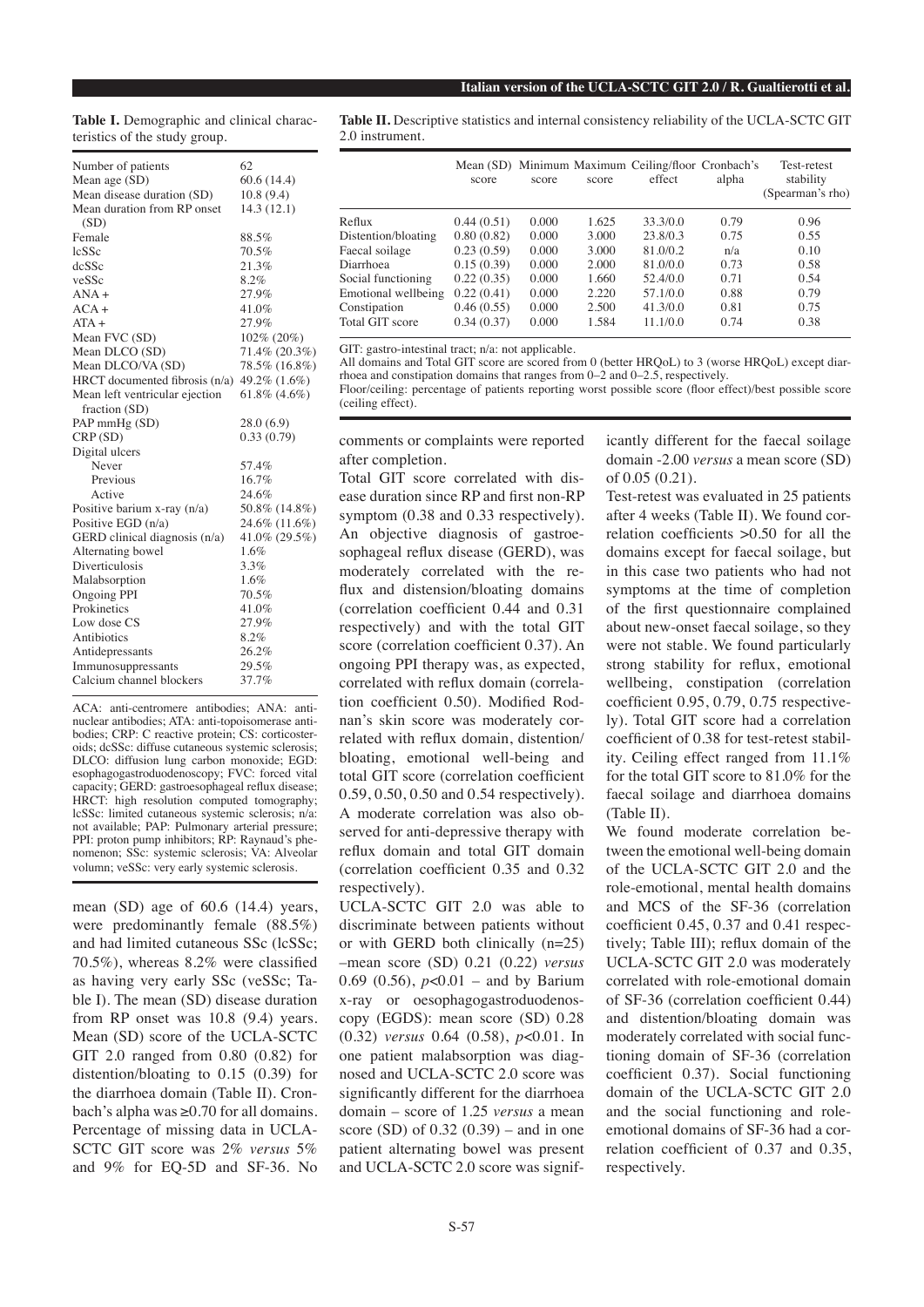**Table I.** Demographic and clinical characteristics of the study group.

| | |
|---|---|
| Number of patients | 62 |
| Mean age (SD) | 60.6 (14.4) |
| Mean disease duration (SD) | 10.8 (9.4) |
| Mean duration from RP onset (SD) | 14.3 (12.1) |
| Female | 88.5% |
| lcSSc | 70.5% |
| dcSSc | 21.3% |
| veSSc | 8.2% |
| ANA + | 27.9% |
| ACA + | 41.0% |
| ATA + | 27.9% |
| Mean FVC (SD) | 102% (20%) |
| Mean DLCO (SD) | 71.4% (20.3%) |
| Mean DLCO/VA (SD) | 78.5% (16.8%) |
| HRCT documented fibrosis (n/a) | 49.2% (1.6%) |
| Mean left ventricular ejection fraction (SD) | 61.8% (4.6%) |
| PAP mmHg (SD) | 28.0 (6.9) |
| CRP (SD) | 0.33 (0.79) |
| Digital ulcers | |
| Never | 57.4% |
| Previous | 16.7% |
| Active | 24.6% |
| Positive barium x-ray (n/a) | 50.8% (14.8%) |
| Positive EGD (n/a) | 24.6% (11.6%) |
| GERD clinical diagnosis (n/a) | 41.0% (29.5%) |
| Alternating bowel | 1.6% |
| Diverticulosis | 3.3% |
| Malabsorption | 1.6% |
| Ongoing PPI | 70.5% |
| Prokinetics | 41.0% |
| Low dose CS | 27.9% |
| Antibiotics | 8.2% |
| Antidepressants | 26.2% |
| Immunosuppressants | 29.5% |
| Calcium channel blockers | 37.7% |

ACA: anti-centromere antibodies; ANA: antinuclear antibodies; ATA: anti-topoisomerase antibodies; CRP: C reactive protein; CS: corticosteroids; dcSSc: diffuse cutaneous systemic sclerosis; DLCO: diffusion lung carbon monoxide; EGD: esophagogastroduodenoscopy; FVC: forced vital capacity; GERD: gastroesophageal reflux disease; HRCT: high resolution computed tomography; lcSSc: limited cutaneous systemic sclerosis; n/a: not available; PAP: Pulmonary arterial pressure; PPI: proton pump inhibitors; RP: Raynaud's phenomenon; SSc: systemic sclerosis; VA: Alveolar volumn; veSSc: very early systemic sclerosis.

**Table II.** Descriptive statistics and internal consistency reliability of the UCLA-SCTC GIT 2.0 instrument.

| | Mean (SD) score | Minimum score | Maximum score | Ceiling/floor effect | Cronbach's alpha | Test-retest stability (Spearman's rho) |
|---|---|---|---|---|---|---|
| Reflux | 0.44 (0.51) | 0.000 | 1.625 | 33.3/0.0 | 0.79 | 0.96 |
| Distention/bloating | 0.80 (0.82) | 0.000 | 3.000 | 23.8/0.3 | 0.75 | 0.55 |
| Faecal soilage | 0.23 (0.59) | 0.000 | 3.000 | 81.0/0.2 | n/a | 0.10 |
| Diarrhoea | 0.15 (0.39) | 0.000 | 2.000 | 81.0/0.0 | 0.73 | 0.58 |
| Social functioning | 0.22 (0.35) | 0.000 | 1.660 | 52.4/0.0 | 0.71 | 0.54 |
| Emotional wellbeing | 0.22 (0.41) | 0.000 | 2.220 | 57.1/0.0 | 0.88 | 0.79 |
| Constipation | 0.46 (0.55) | 0.000 | 2.500 | 41.3/0.0 | 0.81 | 0.75 |
| Total GIT score | 0.34 (0.37) | 0.000 | 1.584 | 11.1/0.0 | 0.74 | 0.38 |

GIT: gastro-intestinal tract; n/a: not applicable.
All domains and Total GIT score are scored from 0 (better HRQoL) to 3 (worse HRQoL) except diarrhoea and constipation domains that ranges from 0–2 and 0–2.5, respectively.
Floor/ceiling: percentage of patients reporting worst possible score (floor effect)/best possible score (ceiling effect).

mean (SD) age of 60.6 (14.4) years, were predominantly female (88.5%) and had limited cutaneous SSc (lcSSc; 70.5%), whereas 8.2% were classified as having very early SSc (veSSc; Table I). The mean (SD) disease duration from RP onset was 10.8 (9.4) years. Mean (SD) score of the UCLA-SCTC GIT 2.0 ranged from 0.80 (0.82) for distention/bloating to 0.15 (0.39) for the diarrhoea domain (Table II). Cronbach's alpha was ≥0.70 for all domains. Percentage of missing data in UCLA-SCTC GIT score was 2% *versus* 5% and 9% for EQ-5D and SF-36. No comments or complaints were reported after completion.

Total GIT score correlated with disease duration since RP and first non-RP symptom (0.38 and 0.33 respectively). An objective diagnosis of gastroesophageal reflux disease (GERD), was moderately correlated with the reflux and distension/bloating domains (correlation coefficient 0.44 and 0.31 respectively) and with the total GIT score (correlation coefficient 0.37). An ongoing PPI therapy was, as expected, correlated with reflux domain (correlation coefficient 0.50). Modified Rodnan's skin score was moderately correlated with reflux domain, distention/bloating, emotional well-being and total GIT score (correlation coefficient 0.59, 0.50, 0.50 and 0.54 respectively). A moderate correlation was also observed for anti-depressive therapy with reflux domain and total GIT domain (correlation coefficient 0.35 and 0.32 respectively).

UCLA-SCTC GIT 2.0 was able to discriminate between patients without or with GERD both clinically (n=25) –mean score (SD) 0.21 (0.22) *versus* 0.69 (0.56), $p<0.01$ – and by Barium x-ray or oesophagogastroduodenoscopy (EGDS): mean score (SD) 0.28 (0.32) *versus* 0.64 (0.58), $p<0.01$. In one patient malabsorption was diagnosed and UCLA-SCTC 2.0 score was significantly different for the diarrhoea domain – score of 1.25 *versus* a mean score (SD) of 0.32 (0.39) – and in one patient alternating bowel was present and UCLA-SCTC 2.0 score was significantly different for the faecal soilage domain -2.00 *versus* a mean score (SD) of 0.05 (0.21).

Test-retest was evaluated in 25 patients after 4 weeks (Table II). We found correlation coefficients >0.50 for all the domains except for faecal soilage, but in this case two patients who had not symptoms at the time of completion of the first questionnaire complained about new-onset faecal soilage, so they were not stable. We found particularly strong stability for reflux, emotional wellbeing, constipation (correlation coefficient 0.95, 0.79, 0.75 respectively). Total GIT score had a correlation coefficient of 0.38 for test-retest stability. Ceiling effect ranged from 11.1% for the total GIT score to 81.0% for the faecal soilage and diarrhoea domains (Table II).

We found moderate correlation between the emotional well-being domain of the UCLA-SCTC GIT 2.0 and the role-emotional, mental health domains and MCS of the SF-36 (correlation coefficient 0.45, 0.37 and 0.41 respectively; Table III); reflux domain of the UCLA-SCTC GIT 2.0 was moderately correlated with role-emotional domain of SF-36 (correlation coefficient 0.44) and distention/bloating domain was moderately correlated with social functioning domain of SF-36 (correlation coefficient 0.37). Social functioning domain of the UCLA-SCTC GIT 2.0 and the social functioning and role-emotional domains of SF-36 had a correlation coefficient of 0.37 and 0.35, respectively.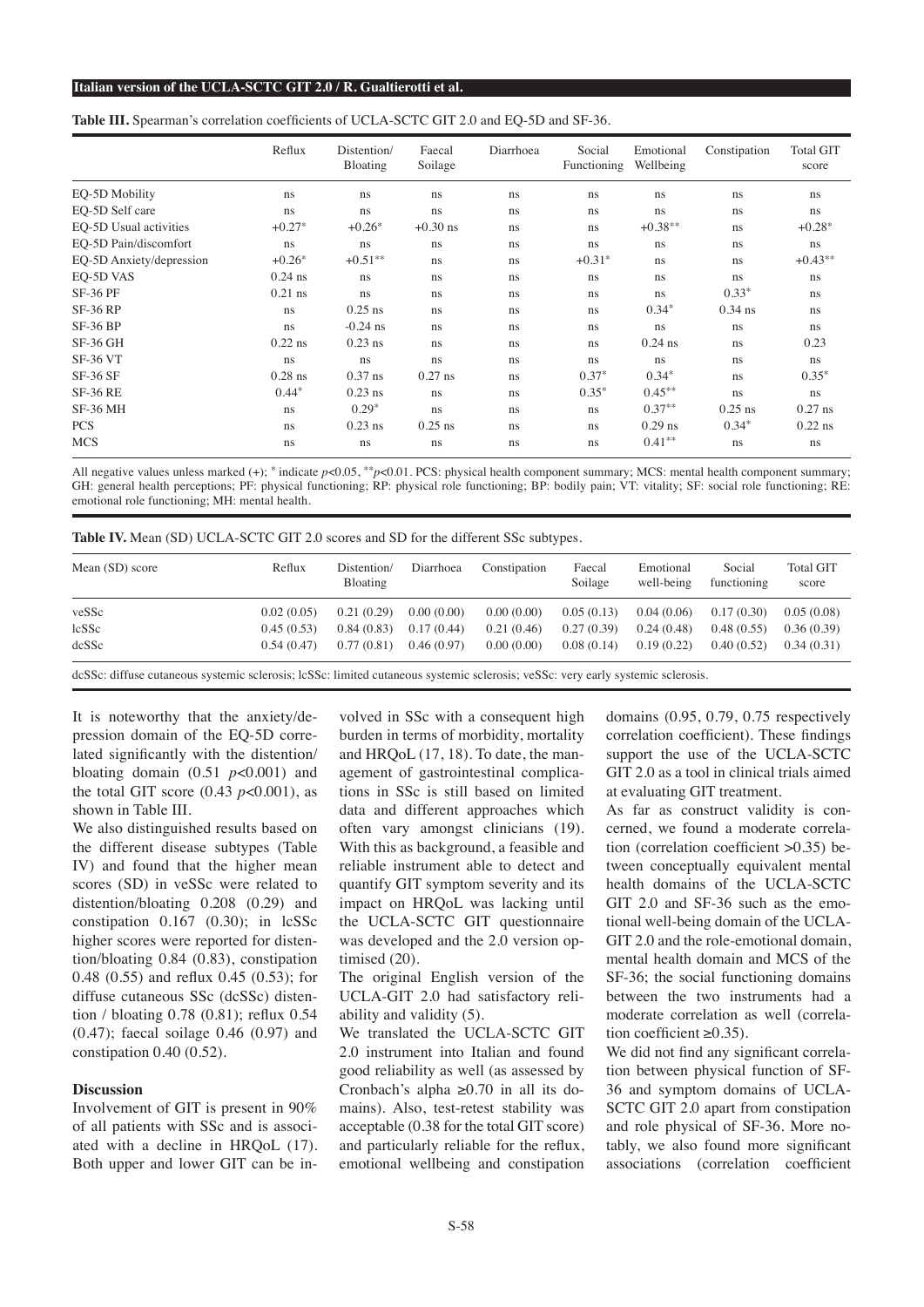**Table III.** Spearman's correlation coefficients of UCLA-SCTC GIT 2.0 and EQ-5D and SF-36.

| | Reflux | Distention/ Bloating | Faecal Soilage | Diarrhoea | Social Functioning | Emotional Wellbeing | Constipation | Total GIT score |
|---|---|---|---|---|---|---|---|---|
| EQ-5D Mobility | ns | ns | ns | ns | ns | ns | ns | ns |
| EQ-5D Self care | ns | ns | ns | ns | ns | ns | ns | ns |
| EQ-5D Usual activities | +0.27* | +0.26* | +0.30 ns | ns | ns | +0.38** | ns | +0.28* |
| EQ-5D Pain/discomfort | ns | ns | ns | ns | ns | ns | ns | ns |
| EQ-5D Anxiety/depression | +0.26* | +0.51** | ns | ns | +0.31* | ns | ns | +0.43** |
| EQ-5D VAS | 0.24 ns | ns | ns | ns | ns | ns | ns | ns |
| SF-36 PF | 0.21 ns | ns | ns | ns | ns | ns | 0.33* | ns |
| SF-36 RP | ns | 0.25 ns | ns | ns | ns | 0.34* | 0.34 ns | ns |
| SF-36 BP | ns | -0.24 ns | ns | ns | ns | ns | ns | ns |
| SF-36 GH | 0.22 ns | 0.23 ns | ns | ns | ns | 0.24 ns | ns | 0.23 |
| SF-36 VT | ns | ns | ns | ns | ns | ns | ns | ns |
| SF-36 SF | 0.28 ns | 0.37 ns | 0.27 ns | ns | 0.37* | 0.34* | ns | 0.35* |
| SF-36 RE | 0.44* | 0.23 ns | ns | ns | 0.35* | 0.45** | ns | ns |
| SF-36 MH | ns | 0.29* | ns | ns | ns | 0.37** | 0.25 ns | 0.27 ns |
| PCS | ns | 0.23 ns | 0.25 ns | ns | ns | 0.29 ns | 0.34* | 0.22 ns |
| MCS | ns | ns | ns | ns | ns | 0.41** | ns | ns |

All negative values unless marked (+); * indicate $p<0.05$, ** $p<0.01$. PCS: physical health component summary; MCS: mental health component summary; GH: general health perceptions; PF: physical functioning; RP: physical role functioning; BP: bodily pain; VT: vitality; SF: social role functioning; RE: emotional role functioning; MH: mental health.

**Table IV.** Mean (SD) UCLA-SCTC GIT 2.0 scores and SD for the different SSc subtypes.

| Mean (SD) score | Reflux | Distention/ Bloating | Diarrhoea | Constipation | Faecal Soilage | Emotional well-being | Social functioning | Total GIT score |
|---|---|---|---|---|---|---|---|---|
| veSSc | 0.02 (0.05) | 0.21 (0.29) | 0.00 (0.00) | 0.00 (0.00) | 0.05 (0.13) | 0.04 (0.06) | 0.17 (0.30) | 0.05 (0.08) |
| lcSSc | 0.45 (0.53) | 0.84 (0.83) | 0.17 (0.44) | 0.21 (0.46) | 0.27 (0.39) | 0.24 (0.48) | 0.48 (0.55) | 0.36 (0.39) |
| dcSSc | 0.54 (0.47) | 0.77 (0.81) | 0.46 (0.97) | 0.00 (0.00) | 0.08 (0.14) | 0.19 (0.22) | 0.40 (0.52) | 0.34 (0.31) |

dcSSc: diffuse cutaneous systemic sclerosis; lcSSc: limited cutaneous systemic sclerosis; veSSc: very early systemic sclerosis.

It is noteworthy that the anxiety/depression domain of the EQ-5D correlated significantly with the distention/bloating domain (0.51 $p<0.001$) and the total GIT score (0.43 $p<0.001$), as shown in Table III.

We also distinguished results based on the different disease subtypes (Table IV) and found that the higher mean scores (SD) in veSSc were related to distention/bloating 0.208 (0.29) and constipation 0.167 (0.30); in lcSSc higher scores were reported for distention/bloating 0.84 (0.83), constipation 0.48 (0.55) and reflux 0.45 (0.53); for diffuse cutaneous SSc (dcSSc) distention / bloating 0.78 (0.81); reflux 0.54 (0.47); faecal soilage 0.46 (0.97) and constipation 0.40 (0.52).

## Discussion

Involvement of GIT is present in 90% of all patients with SSc and is associated with a decline in HRQoL (17). Both upper and lower GIT can be involved in SSc with a consequent high burden in terms of morbidity, mortality and HRQoL (17, 18). To date, the management of gastrointestinal complications in SSc is still based on limited data and different approaches which often vary amongst clinicians (19). With this as background, a feasible and reliable instrument able to detect and quantify GIT symptom severity and its impact on HRQoL was lacking until the UCLA-SCTC GIT questionnaire was developed and the 2.0 version optimised (20).

The original English version of the UCLA-GIT 2.0 had satisfactory reliability and validity (5).

We translated the UCLA-SCTC GIT 2.0 instrument into Italian and found good reliability as well (as assessed by Cronbach's alpha ≥0.70 in all its domains). Also, test-retest stability was acceptable (0.38 for the total GIT score) and particularly reliable for the reflux, emotional wellbeing and constipation domains (0.95, 0.79, 0.75 respectively correlation coefficient). These findings support the use of the UCLA-SCTC GIT 2.0 as a tool in clinical trials aimed at evaluating GIT treatment.

As far as construct validity is concerned, we found a moderate correlation (correlation coefficient >0.35) between conceptually equivalent mental health domains of the UCLA-SCTC GIT 2.0 and SF-36 such as the emotional well-being domain of the UCLA-GIT 2.0 and the role-emotional domain, mental health domain and MCS of the SF-36; the social functioning domains between the two instruments had a moderate correlation as well (correlation coefficient ≥0.35).

We did not find any significant correlation between physical function of SF-36 and symptom domains of UCLA-SCTC GIT 2.0 apart from constipation and role physical of SF-36. More notably, we also found more significant associations (correlation coefficient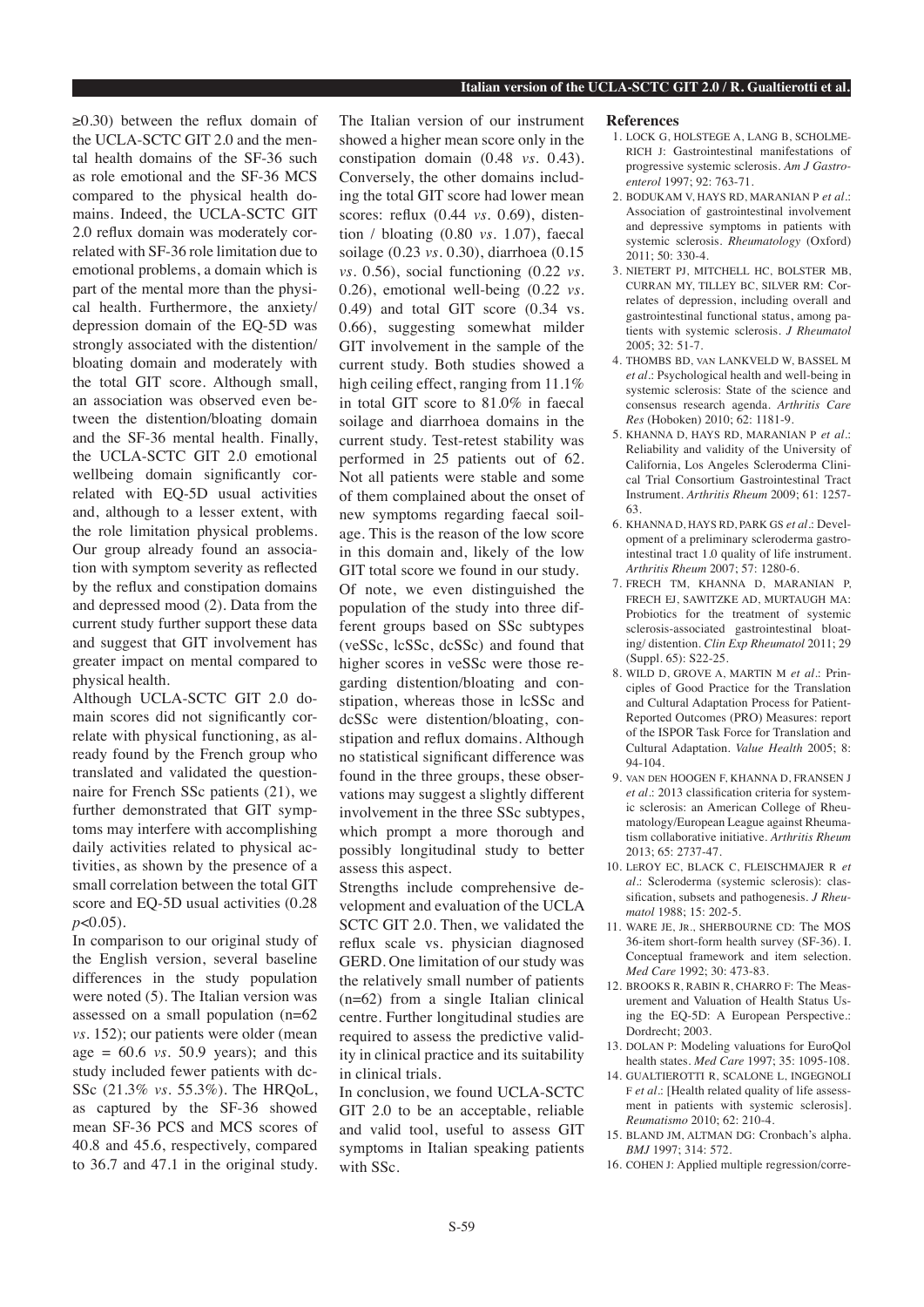≥0.30) between the reflux domain of the UCLA-SCTC GIT 2.0 and the mental health domains of the SF-36 such as role emotional and the SF-36 MCS compared to the physical health domains. Indeed, the UCLA-SCTC GIT 2.0 reflux domain was moderately correlated with SF-36 role limitation due to emotional problems, a domain which is part of the mental more than the physical health. Furthermore, the anxiety/depression domain of the EQ-5D was strongly associated with the distention/bloating domain and moderately with the total GIT score. Although small, an association was observed even between the distention/bloating domain and the SF-36 mental health. Finally, the UCLA-SCTC GIT 2.0 emotional wellbeing domain significantly correlated with EQ-5D usual activities and, although to a lesser extent, with the role limitation physical problems. Our group already found an association with symptom severity as reflected by the reflux and constipation domains and depressed mood (2). Data from the current study further support these data and suggest that GIT involvement has greater impact on mental compared to physical health.

Although UCLA-SCTC GIT 2.0 domain scores did not significantly correlate with physical functioning, as already found by the French group who translated and validated the questionnaire for French SSc patients (21), we further demonstrated that GIT symptoms may interfere with accomplishing daily activities related to physical activities, as shown by the presence of a small correlation between the total GIT score and EQ-5D usual activities (0.28 $p<0.05$).

In comparison to our original study of the English version, several baseline differences in the study population were noted (5). The Italian version was assessed on a small population (n=62 *vs.* 152); our patients were older (mean age = 60.6 *vs.* 50.9 years); and this study included fewer patients with dcSSc (21.3% *vs.* 55.3%). The HRQoL, as captured by the SF-36 showed mean SF-36 PCS and MCS scores of 40.8 and 45.6, respectively, compared to 36.7 and 47.1 in the original study. The Italian version of our instrument showed a higher mean score only in the constipation domain (0.48 *vs.* 0.43). Conversely, the other domains including the total GIT score had lower mean scores: reflux (0.44 *vs.* 0.69), distention / bloating (0.80 *vs.* 1.07), faecal soilage (0.23 *vs.* 0.30), diarrhoea (0.15 *vs.* 0.56), social functioning (0.22 *vs.* 0.26), emotional well-being (0.22 *vs.* 0.49) and total GIT score (0.34 vs. 0.66), suggesting somewhat milder GIT involvement in the sample of the current study. Both studies showed a high ceiling effect, ranging from 11.1% in total GIT score to 81.0% in faecal soilage and diarrhoea domains in the current study. Test-retest stability was performed in 25 patients out of 62. Not all patients were stable and some of them complained about the onset of new symptoms regarding faecal soilage. This is the reason of the low score in this domain and, likely of the low GIT total score we found in our study.

Of note, we even distinguished the population of the study into three different groups based on SSc subtypes (veSSc, lcSSc, dcSSc) and found that higher scores in veSSc were those regarding distention/bloating and constipation, whereas those in lcSSc and dcSSc were distention/bloating, constipation and reflux domains. Although no statistical significant difference was found in the three groups, these observations may suggest a slightly different involvement in the three SSc subtypes, which prompt a more thorough and possibly longitudinal study to better assess this aspect.

Strengths include comprehensive development and evaluation of the UCLA SCTC GIT 2.0. Then, we validated the reflux scale vs. physician diagnosed GERD. One limitation of our study was the relatively small number of patients (n=62) from a single Italian clinical centre. Further longitudinal studies are required to assess the predictive validity in clinical practice and its suitability in clinical trials.

In conclusion, we found UCLA-SCTC GIT 2.0 to be an acceptable, reliable and valid tool, useful to assess GIT symptoms in Italian speaking patients with SSc.

## References

1. LOCK G, HOLSTEGE A, LANG B, SCHOLMERICH J: Gastrointestinal manifestations of progressive systemic sclerosis. *Am J Gastroenterol* 1997; 92: 763-71.
2. BODUKAM V, HAYS RD, MARANIAN P *et al.*: Association of gastrointestinal involvement and depressive symptoms in patients with systemic sclerosis. *Rheumatology* (Oxford) 2011; 50: 330-4.
3. NIETERT PJ, MITCHELL HC, BOLSTER MB, CURRAN MY, TILLEY BC, SILVER RM: Correlates of depression, including overall and gastrointestinal functional status, among patients with systemic sclerosis. *J Rheumatol* 2005; 32: 51-7.
4. THOMBS BD, VAN LANKVELD W, BASSEL M *et al.*: Psychological health and well-being in systemic sclerosis: State of the science and consensus research agenda. *Arthritis Care Res* (Hoboken) 2010; 62: 1181-9.
5. KHANNA D, HAYS RD, MARANIAN P *et al.*: Reliability and validity of the University of California, Los Angeles Scleroderma Clinical Trial Consortium Gastrointestinal Tract Instrument. *Arthritis Rheum* 2009; 61: 1257-63.
6. KHANNA D, HAYS RD, PARK GS *et al.*: Development of a preliminary scleroderma gastrointestinal tract 1.0 quality of life instrument. *Arthritis Rheum* 2007; 57: 1280-6.
7. FRECH TM, KHANNA D, MARANIAN P, FRECH EJ, SAWITZKE AD, MURTAUGH MA: Probiotics for the treatment of systemic sclerosis-associated gastrointestinal bloating/ distention. *Clin Exp Rheumatol* 2011; 29 (Suppl. 65): S22-25.
8. WILD D, GROVE A, MARTIN M *et al.*: Principles of Good Practice for the Translation and Cultural Adaptation Process for Patient-Reported Outcomes (PRO) Measures: report of the ISPOR Task Force for Translation and Cultural Adaptation. *Value Health* 2005; 8: 94-104.
9. VAN DEN HOOGEN F, KHANNA D, FRANSEN J *et al.*: 2013 classification criteria for systemic sclerosis: an American College of Rheumatology/European League against Rheumatism collaborative initiative. *Arthritis Rheum* 2013; 65: 2737-47.
10. LEROY EC, BLACK C, FLEISCHMAJER R *et al.*: Scleroderma (systemic sclerosis): classification, subsets and pathogenesis. *J Rheumatol* 1988; 15: 202-5.
11. WARE JE, JR., SHERBOURNE CD: The MOS 36-item short-form health survey (SF-36). I. Conceptual framework and item selection. *Med Care* 1992; 30: 473-83.
12. BROOKS R, RABIN R, CHARRO F: The Measurement and Valuation of Health Status Using the EQ-5D: A European Perspective.: Dordrecht; 2003.
13. DOLAN P: Modeling valuations for EuroQol health states. *Med Care* 1997; 35: 1095-108.
14. GUALTIEROTTI R, SCALONE L, INGEGNOLI F *et al.*: [Health related quality of life assessment in patients with systemic sclerosis]. *Reumatismo* 2010; 62: 210-4.
15. BLAND JM, ALTMAN DG: Cronbach's alpha. *BMJ* 1997; 314: 572.
16. COHEN J: Applied multiple regression/corre-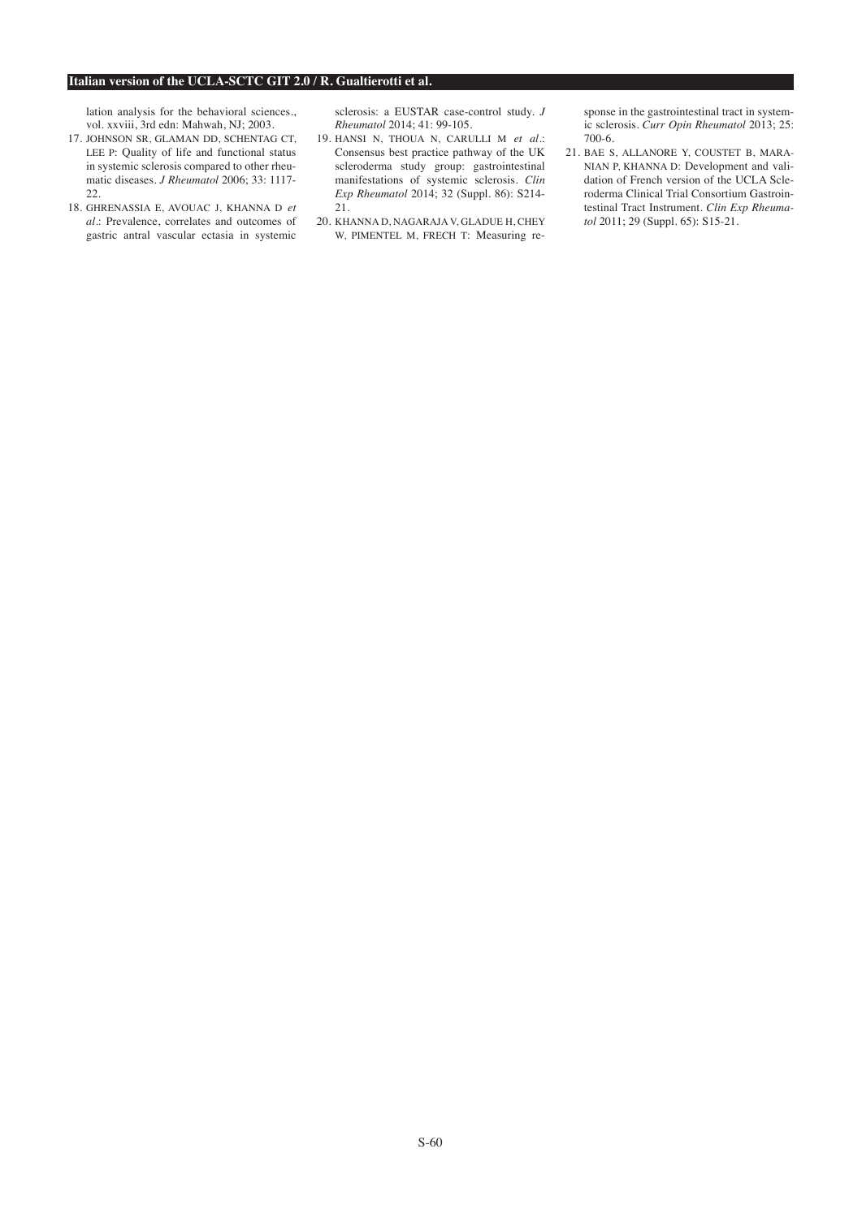lation analysis for the behavioral sciences., vol. xxviii, 3rd edn: Mahwah, NJ; 2003.

17. JOHNSON SR, GLAMAN DD, SCHENTAG CT, LEE P: Quality of life and functional status in systemic sclerosis compared to other rheumatic diseases. *J Rheumatol* 2006; 33: 1117-22.
18. GHRENASSIA E, AVOUAC J, KHANNA D *et al.*: Prevalence, correlates and outcomes of gastric antral vascular ectasia in systemic sclerosis: a EUSTAR case-control study. *J Rheumatol* 2014; 41: 99-105.
19. HANSI N, THOUA N, CARULLI M *et al.*: Consensus best practice pathway of the UK scleroderma study group: gastrointestinal manifestations of systemic sclerosis. *Clin Exp Rheumatol* 2014; 32 (Suppl. 86): S214-21.
20. KHANNA D, NAGARAJA V, GLADUE H, CHEY W, PIMENTEL M, FRECH T: Measuring response in the gastrointestinal tract in systemic sclerosis. *Curr Opin Rheumatol* 2013; 25: 700-6.
21. BAE S, ALLANORE Y, COUSTET B, MARANIAN P, KHANNA D: Development and validation of French version of the UCLA Scleroderma Clinical Trial Consortium Gastrointestinal Tract Instrument. *Clin Exp Rheumatol* 2011; 29 (Suppl. 65): S15-21.